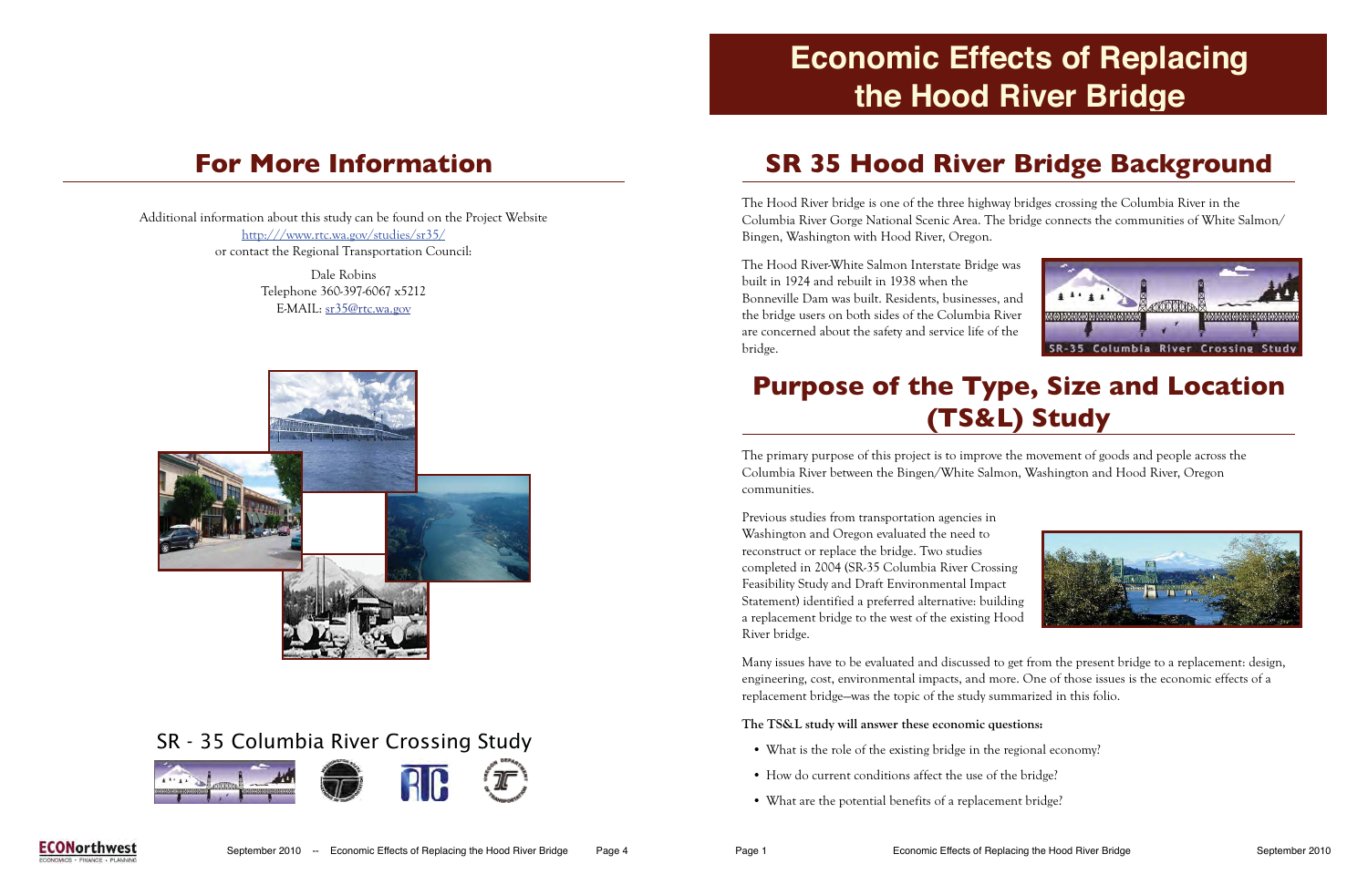# Economic Effects of Replacing the Hood River Bridge

## SR 35 Hood River Bridge Background

The Hood River bridge is one of the three highway bridges crossing the Columbia River in the Columbia River Gorge National Scenic Area. The bridge connects the communities of White Salmon/ Bingen, Washington with Hood River, Oregon.

The Hood River-White Salmon Interstate Bridge was built in 1924 and rebuilt in 1938 when the Bonneville Dam was built. Residents, businesses, and the bridge users on both sides of the Columbia River are concerned about the safety and service life of the bridge.

## Purpose of the Type, Size and Location (TS&L) Study

The primary purpose of this project is to improve the movement of goods and people across the Columbia River between the Bingen/White Salmon, Washington and Hood River, Oregon communities.

Previous studies from transportation agencies in Washington and Oregon evaluated the need to reconstruct or replace the bridge. Two studies completed in 2004 (SR-35 Columbia River Crossing Feasibility Study and Draft Environmental Impact Statement) identified a preferred alternative: building a replacement bridge to the west of the existing Hood River bridge.

Many issues have to be evaluated and discussed to get from the present bridge to a replacement: design, engineering, cost, environmental impacts, and more. One of those issues is the economic effects of a replacement bridge—was the topic of the study summarized in this folio.

**The TS&L study will answer these economic questions:**

- What is the role of the existing bridge in the regional economy?
- How do current conditions affect the use of the bridge?
- What are the potential benefits of a replacement bridge?

## For More Information

Additional information about this study can be found on the Project Website
http:///www.rtc.wa.gov/studies/sr35/
or contact the Regional Transportation Council:

Dale Robins
Telephone 360-397-6067 x5212
E-MAIL: sr35@rtc.wa.gov

SR - 35 Columbia River Crossing Study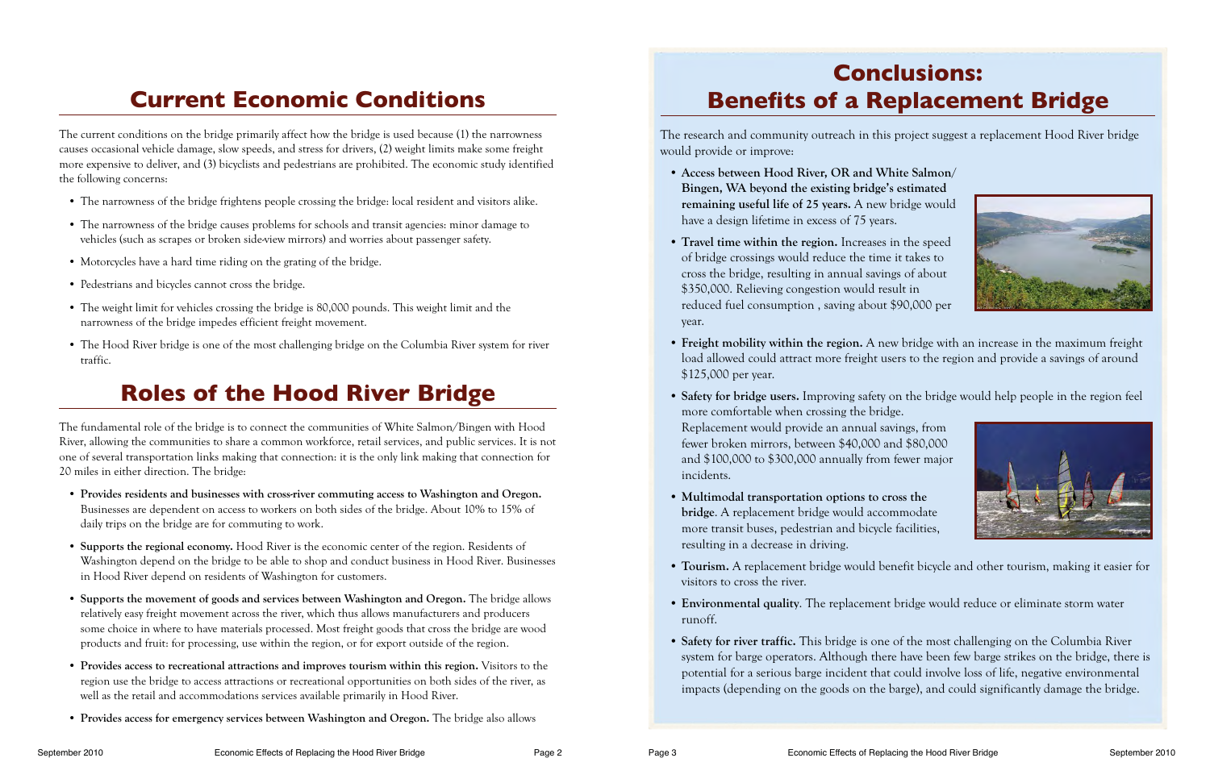## Current Economic Conditions

The current conditions on the bridge primarily affect how the bridge is used because (1) the narrowness causes occasional vehicle damage, slow speeds, and stress for drivers, (2) weight limits make some freight more expensive to deliver, and (3) bicyclists and pedestrians are prohibited. The economic study identified the following concerns:

- The narrowness of the bridge frightens people crossing the bridge: local resident and visitors alike.
- The narrowness of the bridge causes problems for schools and transit agencies: minor damage to vehicles (such as scrapes or broken side-view mirrors) and worries about passenger safety.
- Motorcycles have a hard time riding on the grating of the bridge.
- Pedestrians and bicycles cannot cross the bridge.
- The weight limit for vehicles crossing the bridge is 80,000 pounds. This weight limit and the narrowness of the bridge impedes efficient freight movement.
- The Hood River bridge is one of the most challenging bridge on the Columbia River system for river traffic.

## Roles of the Hood River Bridge

The fundamental role of the bridge is to connect the communities of White Salmon/Bingen with Hood River, allowing the communities to share a common workforce, retail services, and public services. It is not one of several transportation links making that connection: it is the only link making that connection for 20 miles in either direction. The bridge:

- **Provides residents and businesses with cross-river commuting access to Washington and Oregon.** Businesses are dependent on access to workers on both sides of the bridge. About 10% to 15% of daily trips on the bridge are for commuting to work.
- **Supports the regional economy.** Hood River is the economic center of the region. Residents of Washington depend on the bridge to be able to shop and conduct business in Hood River. Businesses in Hood River depend on residents of Washington for customers.
- **Supports the movement of goods and services between Washington and Oregon.** The bridge allows relatively easy freight movement across the river, which thus allows manufacturers and producers some choice in where to have materials processed. Most freight goods that cross the bridge are wood products and fruit: for processing, use within the region, or for export outside of the region.
- **Provides access to recreational attractions and improves tourism within this region.** Visitors to the region use the bridge to access attractions or recreational opportunities on both sides of the river, as well as the retail and accommodations services available primarily in Hood River.
- **Provides access for emergency services between Washington and Oregon.** The bridge also allows

## Conclusions: Benefits of a Replacement Bridge

The research and community outreach in this project suggest a replacement Hood River bridge would provide or improve:

- **Access between Hood River, OR and White Salmon/ Bingen, WA beyond the existing bridge's estimated remaining useful life of 25 years.** A new bridge would have a design lifetime in excess of 75 years.
- **Travel time within the region.** Increases in the speed of bridge crossings would reduce the time it takes to cross the bridge, resulting in annual savings of about $350,000. Relieving congestion would result in reduced fuel consumption , saving about $90,000 per year.
- **Freight mobility within the region.** A new bridge with an increase in the maximum freight load allowed could attract more freight users to the region and provide a savings of around $125,000 per year.
- **Safety for bridge users.** Improving safety on the bridge would help people in the region feel more comfortable when crossing the bridge. Replacement would provide an annual savings, from fewer broken mirrors, between $40,000 and $80,000 and $100,000 to $300,000 annually from fewer major incidents.
- **Multimodal transportation options to cross the bridge**. A replacement bridge would accommodate more transit buses, pedestrian and bicycle facilities, resulting in a decrease in driving.
- **Tourism.** A replacement bridge would benefit bicycle and other tourism, making it easier for visitors to cross the river.
- **Environmental quality**. The replacement bridge would reduce or eliminate storm water runoff.
- **Safety for river traffic.** This bridge is one of the most challenging on the Columbia River system for barge operators. Although there have been few barge strikes on the bridge, there is potential for a serious barge incident that could involve loss of life, negative environmental impacts (depending on the goods on the barge), and could significantly damage the bridge.